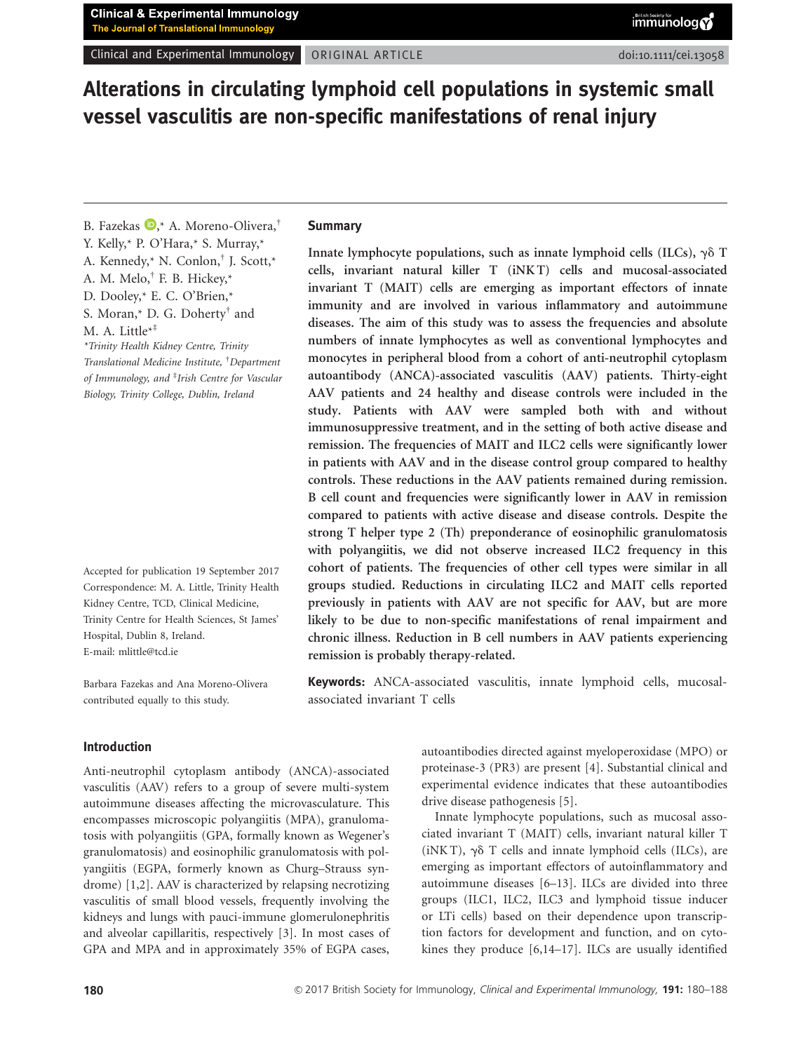# Alterations in circulating lymphoid cell populations in systemic small vessel vasculitis are non-specific manifestations of renal injury

B. Fazekas,* A. Moreno-Olivera,[†] Y. Kelly,* P. O'Hara,* S. Murray,* A. Kennedy,* N. Conlon,[†] J. Scott,* A. M. Melo,[†] F. B. Hickey,* D. Dooley,* E. C. O'Brien,* S. Moran,* D. G. Doherty[†] and M. A. Little*[‡]

*Trinity Health Kidney Centre, Trinity Translational Medicine Institute, [†]Department of Immunology, and [‡]Irish Centre for Vascular Biology, Trinity College, Dublin, Ireland

Accepted for publication 19 September 2017

Correspondence: M. A. Little, Trinity Health Kidney Centre, TCD, Clinical Medicine, Trinity Centre for Health Sciences, St James' Hospital, Dublin 8, Ireland.
E-mail: mlittle@tcd.ie

Barbara Fazekas and Ana Moreno-Olivera contributed equally to this study.

## Summary

Innate lymphocyte populations, such as innate lymphoid cells (ILCs), γδ T cells, invariant natural killer T (iNKT) cells and mucosal-associated invariant T (MAIT) cells are emerging as important effectors of innate immunity and are involved in various inflammatory and autoimmune diseases. The aim of this study was to assess the frequencies and absolute numbers of innate lymphocytes as well as conventional lymphocytes and monocytes in peripheral blood from a cohort of anti-neutrophil cytoplasm autoantibody (ANCA)-associated vasculitis (AAV) patients. Thirty-eight AAV patients and 24 healthy and disease controls were included in the study. Patients with AAV were sampled both with and without immunosuppressive treatment, and in the setting of both active disease and remission. The frequencies of MAIT and ILC2 cells were significantly lower in patients with AAV and in the disease control group compared to healthy controls. These reductions in the AAV patients remained during remission. B cell count and frequencies were significantly lower in AAV in remission compared to patients with active disease and disease controls. Despite the strong T helper type 2 (Th) preponderance of eosinophilic granulomatosis with polyangiitis, we did not observe increased ILC2 frequency in this cohort of patients. The frequencies of other cell types were similar in all groups studied. Reductions in circulating ILC2 and MAIT cells reported previously in patients with AAV are not specific for AAV, but are more likely to be due to non-specific manifestations of renal impairment and chronic illness. Reduction in B cell numbers in AAV patients experiencing remission is probably therapy-related.

**Keywords:** ANCA-associated vasculitis, innate lymphoid cells, mucosal-associated invariant T cells

## Introduction

Anti-neutrophil cytoplasm antibody (ANCA)-associated vasculitis (AAV) refers to a group of severe multi-system autoimmune diseases affecting the microvasculature. This encompasses microscopic polyangiitis (MPA), granulomatosis with polyangiitis (GPA, formally known as Wegener's granulomatosis) and eosinophilic granulomatosis with polyangiitis (EGPA, formerly known as Churg–Strauss syndrome) [1,2]. AAV is characterized by relapsing necrotizing vasculitis of small blood vessels, frequently involving the kidneys and lungs with pauci-immune glomerulonephritis and alveolar capillaritis, respectively [3]. In most cases of GPA and MPA and in approximately 35% of EGPA cases, autoantibodies directed against myeloperoxidase (MPO) or proteinase-3 (PR3) are present [4]. Substantial clinical and experimental evidence indicates that these autoantibodies drive disease pathogenesis [5].

Innate lymphocyte populations, such as mucosal associated invariant T (MAIT) cells, invariant natural killer T (iNKT), γδ T cells and innate lymphoid cells (ILCs), are emerging as important effectors of autoinflammatory and autoimmune diseases [6–13]. ILCs are divided into three groups (ILC1, ILC2, ILC3 and lymphoid tissue inducer or LTi cells) based on their dependence upon transcription factors for development and function, and on cytokines they produce [6,14–17]. ILCs are usually identified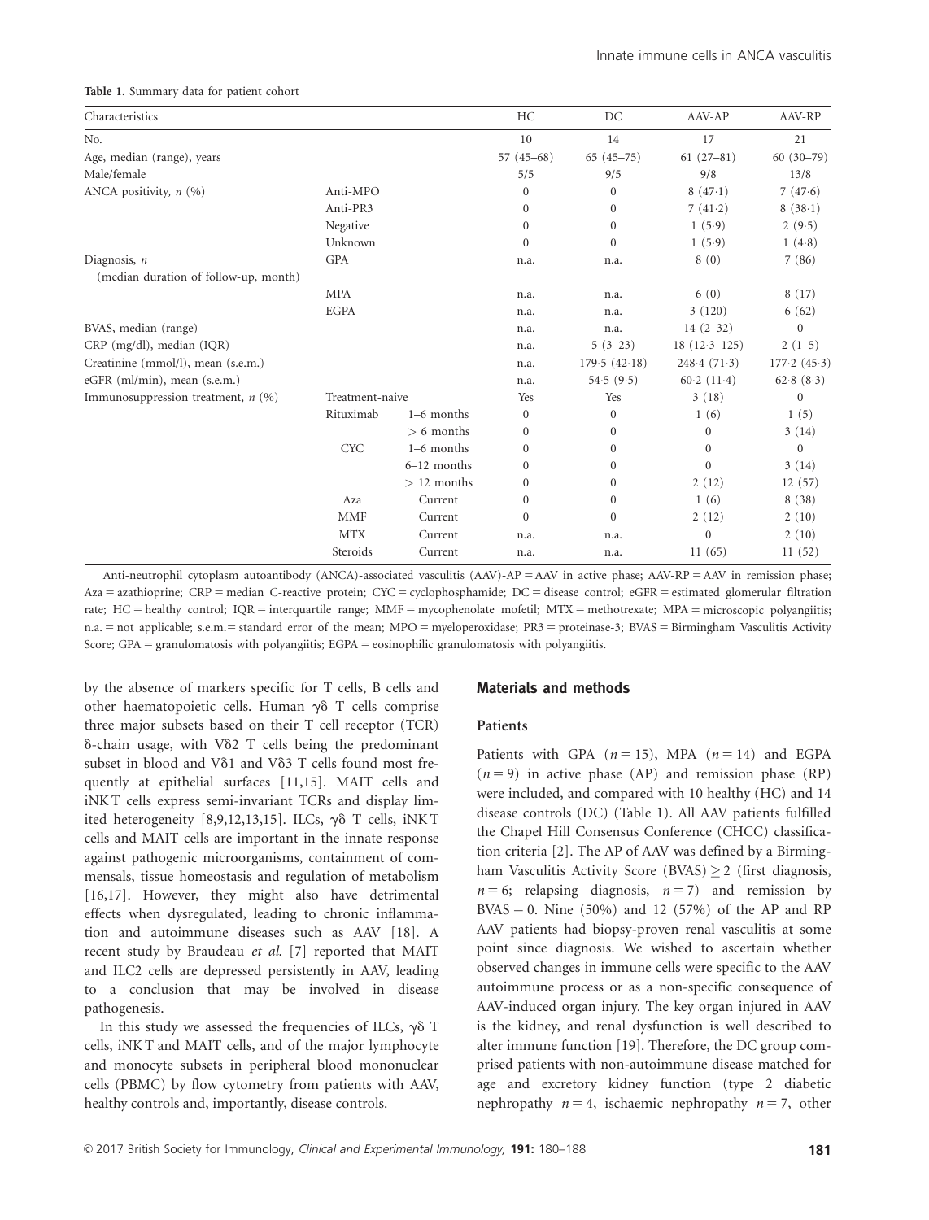**Table 1.** Summary data for patient cohort

| Characteristics | | | HC | DC | AAV-AP | AAV-RP |
|---|---|---|---|---|---|---|
| No. | | | 10 | 14 | 17 | 21 |
| Age, median (range), years | | | 57 (45–68) | 65 (45–75) | 61 (27–81) | 60 (30–79) |
| Male/female | | | 5/5 | 9/5 | 9/8 | 13/8 |
| ANCA positivity, $n$ (%) | Anti-MPO | | 0 | 0 | 8 (47·1) | 7 (47·6) |
| | Anti-PR3 | | 0 | 0 | 7 (41·2) | 8 (38·1) |
| | Negative | | 0 | 0 | 1 (5·9) | 2 (9·5) |
| | Unknown | | 0 | 0 | 1 (5·9) | 1 (4·8) |
| Diagnosis, $n$ (median duration of follow-up, month) | GPA | | n.a. | n.a. | 8 (0) | 7 (86) |
| | MPA | | n.a. | n.a. | 6 (0) | 8 (17) |
| | EGPA | | n.a. | n.a. | 3 (120) | 6 (62) |
| BVAS, median (range) | | | n.a. | n.a. | 14 (2–32) | 0 |
| CRP (mg/dl), median (IQR) | | | n.a. | 5 (3–23) | 18 (12·3–125) | 2 (1–5) |
| Creatinine (mmol/l), mean (s.e.m.) | | | n.a. | 179·5 (42·18) | 248·4 (71·3) | 177·2 (45·3) |
| eGFR (ml/min), mean (s.e.m.) | | | n.a. | 54·5 (9·5) | 60·2 (11·4) | 62·8 (8·3) |
| Immunosuppression treatment, $n$ (%) | Treatment-naive | | Yes | Yes | 3 (18) | 0 |
| | Rituximab | 1–6 months | 0 | 0 | 1 (6) | 1 (5) |
| | | > 6 months | 0 | 0 | 0 | 3 (14) |
| | CYC | 1–6 months | 0 | 0 | 0 | 0 |
| | | 6–12 months | 0 | 0 | 0 | 3 (14) |
| | | > 12 months | 0 | 0 | 2 (12) | 12 (57) |
| | Aza | Current | 0 | 0 | 1 (6) | 8 (38) |
| | MMF | Current | 0 | 0 | 2 (12) | 2 (10) |
| | MTX | Current | n.a. | n.a. | 0 | 2 (10) |
| | Steroids | Current | n.a. | n.a. | 11 (65) | 11 (52) |

Anti-neutrophil cytoplasm autoantibody (ANCA)-associated vasculitis (AAV)-AP = AAV in active phase; AAV-RP = AAV in remission phase; Aza = azathioprine; CRP = median C-reactive protein; CYC = cyclophosphamide; DC = disease control; eGFR = estimated glomerular filtration rate; HC = healthy control; IQR = interquartile range; MMF = mycophenolate mofetil; MTX = methotrexate; MPA = microscopic polyangiitis; n.a. = not applicable; s.e.m.= standard error of the mean; MPO = myeloperoxidase; PR3 = proteinase-3; BVAS = Birmingham Vasculitis Activity Score; GPA = granulomatosis with polyangiitis; EGPA = eosinophilic granulomatosis with polyangiitis.

by the absence of markers specific for T cells, B cells and other haematopoietic cells. Human γδ T cells comprise three major subsets based on their T cell receptor (TCR) δ-chain usage, with Vδ2 T cells being the predominant subset in blood and Vδ1 and Vδ3 T cells found most frequently at epithelial surfaces [11,15]. MAIT cells and iNK T cells express semi-invariant TCRs and display limited heterogeneity [8,9,12,13,15]. ILCs, γδ T cells, iNK T cells and MAIT cells are important in the innate response against pathogenic microorganisms, containment of commensals, tissue homeostasis and regulation of metabolism [16,17]. However, they might also have detrimental effects when dysregulated, leading to chronic inflammation and autoimmune diseases such as AAV [18]. A recent study by Braudeau *et al*. [7] reported that MAIT and ILC2 cells are depressed persistently in AAV, leading to a conclusion that may be involved in disease pathogenesis.

In this study we assessed the frequencies of ILCs, γδ T cells, iNK T and MAIT cells, and of the major lymphocyte and monocyte subsets in peripheral blood mononuclear cells (PBMC) by flow cytometry from patients with AAV, healthy controls and, importantly, disease controls.

## Materials and methods

### Patients

Patients with GPA ($n = 15$), MPA ($n = 14$) and EGPA ($n = 9$) in active phase (AP) and remission phase (RP) were included, and compared with 10 healthy (HC) and 14 disease controls (DC) (Table 1). All AAV patients fulfilled the Chapel Hill Consensus Conference (CHCC) classification criteria [2]. The AP of AAV was defined by a Birmingham Vasculitis Activity Score (BVAS) ≥ 2 (first diagnosis, $n = 6$; relapsing diagnosis, $n = 7$) and remission by BVAS = 0. Nine (50%) and 12 (57%) of the AP and RP AAV patients had biopsy-proven renal vasculitis at some point since diagnosis. We wished to ascertain whether observed changes in immune cells were specific to the AAV autoimmune process or as a non-specific consequence of AAV-induced organ injury. The key organ injured in AAV is the kidney, and renal dysfunction is well described to alter immune function [19]. Therefore, the DC group comprised patients with non-autoimmune disease matched for age and excretory kidney function (type 2 diabetic nephropathy $n = 4$, ischaemic nephropathy $n = 7$, other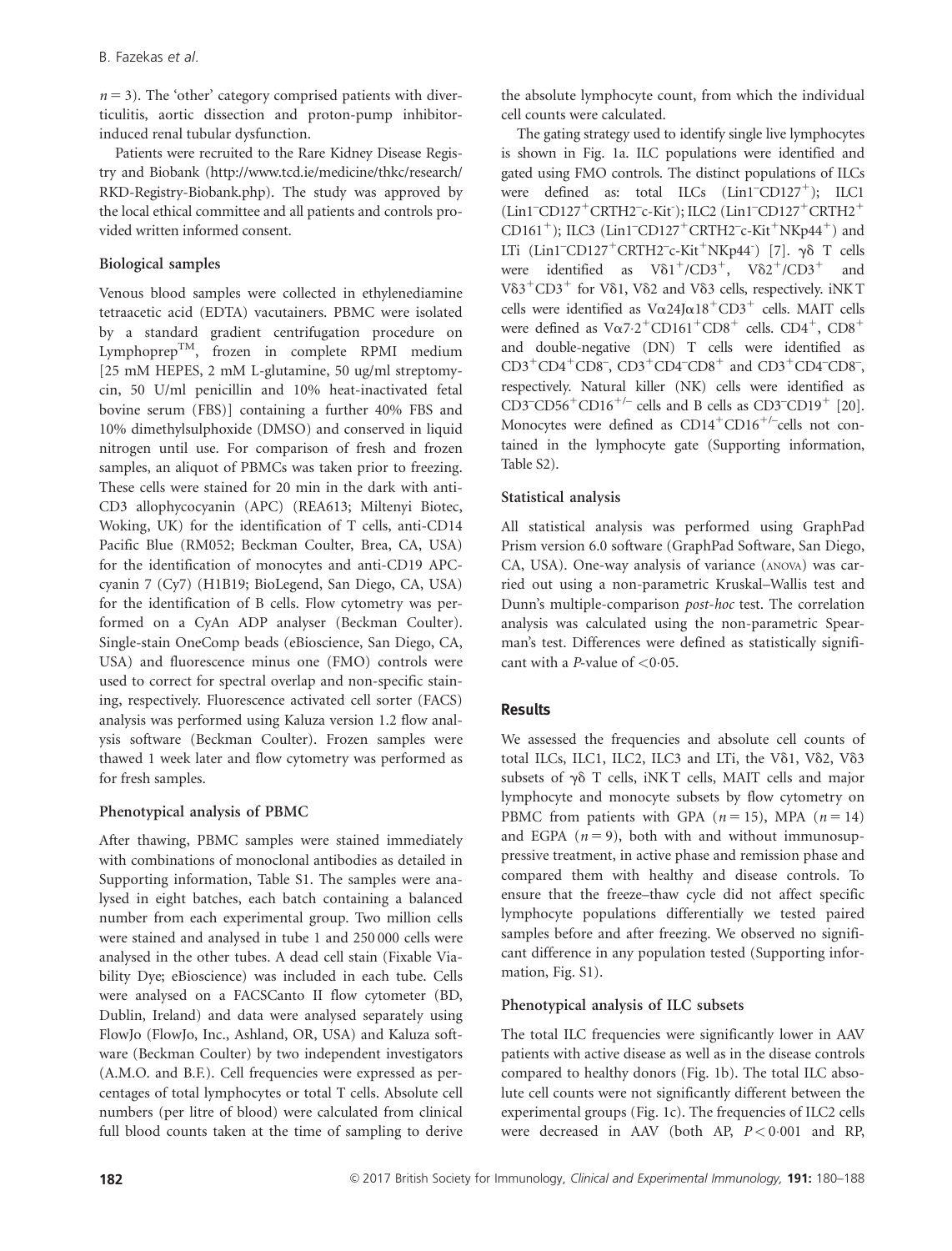$n = 3$). The 'other' category comprised patients with diverticulitis, aortic dissection and proton-pump inhibitor-induced renal tubular dysfunction.

Patients were recruited to the Rare Kidney Disease Registry and Biobank (http://www.tcd.ie/medicine/thkc/research/RKD-Registry-Biobank.php). The study was approved by the local ethical committee and all patients and controls provided written informed consent.

### Biological samples

Venous blood samples were collected in ethylenediamine tetraacetic acid (EDTA) vacutainers. PBMC were isolated by a standard gradient centrifugation procedure on Lymphoprep™, frozen in complete RPMI medium [25 mM HEPES, 2 mM L-glutamine, 50 ug/ml streptomycin, 50 U/ml penicillin and 10% heat-inactivated fetal bovine serum (FBS)] containing a further 40% FBS and 10% dimethylsulphoxide (DMSO) and conserved in liquid nitrogen until use. For comparison of fresh and frozen samples, an aliquot of PBMCs was taken prior to freezing. These cells were stained for 20 min in the dark with anti-CD3 allophycocyanin (APC) (REA613; Miltenyi Biotec, Woking, UK) for the identification of T cells, anti-CD14 Pacific Blue (RM052; Beckman Coulter, Brea, CA, USA) for the identification of monocytes and anti-CD19 APC-cyanin 7 (Cy7) (H1B19; BioLegend, San Diego, CA, USA) for the identification of B cells. Flow cytometry was performed on a CyAn ADP analyser (Beckman Coulter). Single-stain OneComp beads (eBioscience, San Diego, CA, USA) and fluorescence minus one (FMO) controls were used to correct for spectral overlap and non-specific staining, respectively. Fluorescence activated cell sorter (FACS) analysis was performed using Kaluza version 1.2 flow analysis software (Beckman Coulter). Frozen samples were thawed 1 week later and flow cytometry was performed as for fresh samples.

### Phenotypical analysis of PBMC

After thawing, PBMC samples were stained immediately with combinations of monoclonal antibodies as detailed in Supporting information, Table S1. The samples were analysed in eight batches, each batch containing a balanced number from each experimental group. Two million cells were stained and analysed in tube 1 and 250 000 cells were analysed in the other tubes. A dead cell stain (Fixable Viability Dye; eBioscience) was included in each tube. Cells were analysed on a FACSCanto II flow cytometer (BD, Dublin, Ireland) and data were analysed separately using FlowJo (FlowJo, Inc., Ashland, OR, USA) and Kaluza software (Beckman Coulter) by two independent investigators (A.M.O. and B.F.). Cell frequencies were expressed as percentages of total lymphocytes or total T cells. Absolute cell numbers (per litre of blood) were calculated from clinical full blood counts taken at the time of sampling to derive the absolute lymphocyte count, from which the individual cell counts were calculated.

The gating strategy used to identify single live lymphocytes is shown in Fig. 1a. ILC populations were identified and gated using FMO controls. The distinct populations of ILCs were defined as: total ILCs ($Lin1^{-}CD127^{+}$); ILC1 ($Lin1^{-}CD127^{+}CRTH2^{-}c\text{-}Kit^{-}$); ILC2 ($Lin1^{-}CD127^{+}CRTH2^{+}CD161^{+}$); ILC3 ($Lin1^{-}CD127^{+}CRTH2^{-}c\text{-}Kit^{+}NKp44^{+}$) and LTi ($Lin1^{-}CD127^{+}CRTH2^{-}c\text{-}Kit^{+}NKp44^{-}$) [7]. γδ T cells were identified as $V\delta1^{+}/CD3^{+}$, $V\delta2^{+}/CD3^{+}$ and $V\delta3^{+}CD3^{+}$ for Vδ1, Vδ2 and Vδ3 cells, respectively. iNK T cells were identified as $V\alpha24J\alpha18^{+}CD3^{+}$ cells. MAIT cells were defined as $V\alpha7{\cdot}2^{+}CD161^{+}CD8^{+}$ cells. $CD4^{+}$, $CD8^{+}$ and double-negative (DN) T cells were identified as $CD3^{+}CD4^{+}CD8^{-}$, $CD3^{+}CD4^{-}CD8^{+}$ and $CD3^{+}CD4^{-}CD8^{-}$, respectively. Natural killer (NK) cells were identified as $CD3^{-}CD56^{+}CD16^{+/-}$ cells and B cells as $CD3^{-}CD19^{+}$ [20]. Monocytes were defined as $CD14^{+}CD16^{+/-}$cells not contained in the lymphocyte gate (Supporting information, Table S2).

### Statistical analysis

All statistical analysis was performed using GraphPad Prism version 6.0 software (GraphPad Software, San Diego, CA, USA). One-way analysis of variance (ANOVA) was carried out using a non-parametric Kruskal–Wallis test and Dunn's multiple-comparison *post-hoc* test. The correlation analysis was calculated using the non-parametric Spearman's test. Differences were defined as statistically significant with a *P*-value of $<0{\cdot}05$.

## Results

We assessed the frequencies and absolute cell counts of total ILCs, ILC1, ILC2, ILC3 and LTi, the Vδ1, Vδ2, Vδ3 subsets of γδ T cells, iNK T cells, MAIT cells and major lymphocyte and monocyte subsets by flow cytometry on PBMC from patients with GPA ($n = 15$), MPA ($n = 14$) and EGPA ($n = 9$), both with and without immunosuppressive treatment, in active phase and remission phase and compared them with healthy and disease controls. To ensure that the freeze–thaw cycle did not affect specific lymphocyte populations differentially we tested paired samples before and after freezing. We observed no significant difference in any population tested (Supporting information, Fig. S1).

### Phenotypical analysis of ILC subsets

The total ILC frequencies were significantly lower in AAV patients with active disease as well as in the disease controls compared to healthy donors (Fig. 1b). The total ILC absolute cell counts were not significantly different between the experimental groups (Fig. 1c). The frequencies of ILC2 cells were decreased in AAV (both AP, $P < 0{\cdot}001$ and RP,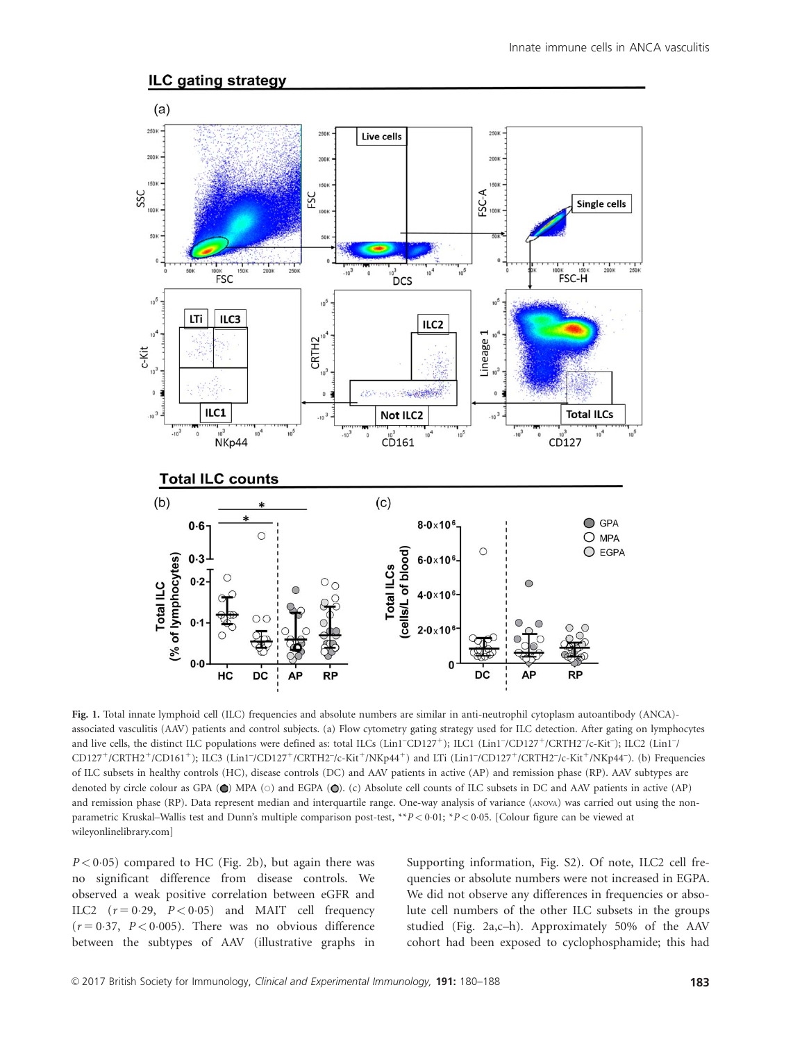## ILC gating strategy

(a)

Live cells

Single cells

SSC
FSC
FSC
DCS
FSC-A
FSC-H

LTi ILC3
ILC1
c-Kit
NKp44

ILC2
Not ILC2
CRTH2
CD161

Lineage 1
Total ILCs
CD127

## Total ILC counts

(b)

Total ILC (% of lymphocytes)

0·6
0·3
0·2
0·1
0·0

HC DC AP RP

*
*

(c)

Total ILCs (cells/L of blood)

8·0x10[6]
6·0x10[6]
4·0x10[6]
2·0x10[6]
0

DC AP RP

GPA
MPA
EGPA

**Fig. 1.** Total innate lymphoid cell (ILC) frequencies and absolute numbers are similar in anti-neutrophil cytoplasm autoantibody (ANCA)-associated vasculitis (AAV) patients and control subjects. (a) Flow cytometry gating strategy used for ILC detection. After gating on lymphocytes and live cells, the distinct ILC populations were defined as: total ILCs ($Lin1^{-}CD127^{+}$); ILC1 ($Lin1^{-}/CD127^{+}/CRTH2^{-}/c\text{-}Kit^{-}$); ILC2 ($Lin1^{-}/CD127^{+}/CRTH2^{+}/CD161^{+}$); ILC3 ($Lin1^{-}/CD127^{+}/CRTH2^{-}/c\text{-}Kit^{+}/NKp44^{+}$) and LTi ($Lin1^{-}/CD127^{+}/CRTH2^{-}/c\text{-}Kit^{+}/NKp44^{-}$). (b) Frequencies of ILC subsets in healthy controls (HC), disease controls (DC) and AAV patients in active (AP) and remission phase (RP). AAV subtypes are denoted by circle colour as GPA (●) MPA (○) and EGPA (◉). (c) Absolute cell counts of ILC subsets in DC and AAV patients in active (AP) and remission phase (RP). Data represent median and interquartile range. One-way analysis of variance (ANOVA) was carried out using the non-parametric Kruskal–Wallis test and Dunn's multiple comparison post-test, $^{**}P < 0{\cdot}01$; $^{*}P < 0{\cdot}05$. [Colour figure can be viewed at wileyonlinelibrary.com]

$P < 0{\cdot}05$) compared to HC (Fig. 2b), but again there was no significant difference from disease controls. We observed a weak positive correlation between eGFR and ILC2 ($r = 0{\cdot}29$, $P < 0{\cdot}05$) and MAIT cell frequency ($r = 0{\cdot}37$, $P < 0{\cdot}005$). There was no obvious difference between the subtypes of AAV (illustrative graphs in Supporting information, Fig. S2). Of note, ILC2 cell frequencies or absolute numbers were not increased in EGPA. We did not observe any differences in frequencies or absolute cell numbers of the other ILC subsets in the groups studied (Fig. 2a,c–h). Approximately 50% of the AAV cohort had been exposed to cyclophosphamide; this had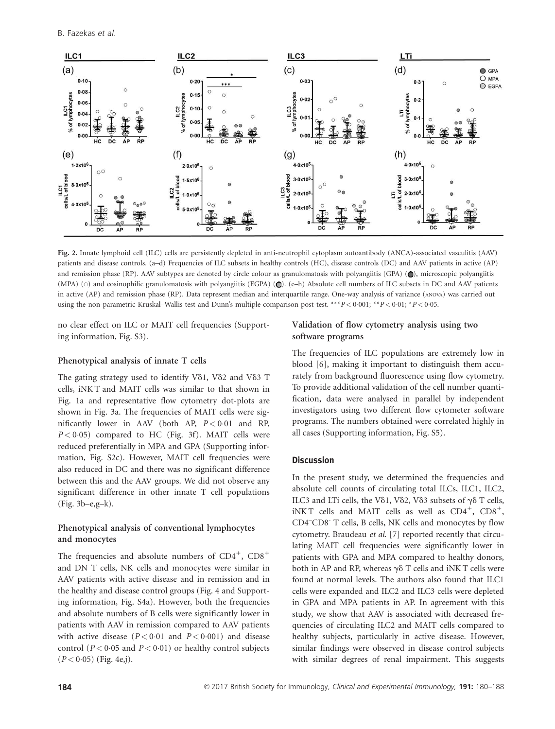ILC1

ILC2

ILC3

LTi

(a)

ILC1 % of lymphocytes

0·10

0·08

0·06

0·04

0·02

0·00

HC DC AP RP

(b)

ILC2 % of lymphocytes

0·20

0·15

0·10

0·05

0·00

*

***

HC DC AP RP

(c)

ILC3 % of lymphocytes

0·03

0·02

0·01

0·00

HC DC AP RP

(d)

LTi % of lymphocytes

0·3

0·2

0·1

0·0

HC DC AP RP

GPA

MPA

EGPA

(e)

ILC1 cells/L of blood

1·2x10^6

8·0x10^5

4·0x10^5

0

DC AP RP

(f)

ILC2 cells/L of blood

2·0x10^6

1·5x10^6

1·0x10^6

5·0x10^5

0

DC AP RP

(g)

ILC3 cells/L of blood

4·0x10^5

3·0x10^5

2·0x10^5

1·0x10^5

0

DC AP RP

(h)

LTi cells/L of blood

4·0x10^6

3·0x10^6

2·0x10^6

1·0x10^6

0

DC AP RP

**Fig. 2.** Innate lymphoid cell (ILC) cells are persistently depleted in anti-neutrophil cytoplasm autoantibody (ANCA)-associated vasculitis (AAV) patients and disease controls. (a–d) Frequencies of ILC subsets in healthy controls (HC), disease controls (DC) and AAV patients in active (AP) and remission phase (RP). AAV subtypes are denoted by circle colour as granulomatosis with polyangiitis (GPA) (●), microscopic polyangiitis (MPA) (○) and eosinophilic granulomatosis with polyangiitis (EGPA) (◉). (e–h) Absolute cell numbers of ILC subsets in DC and AAV patients in active (AP) and remission phase (RP). Data represent median and interquartile range. One-way analysis of variance (ANOVA) was carried out using the non-parametric Kruskal–Wallis test and Dunn's multiple comparison post-test. *** $P < 0·001$; ** $P < 0·01$; * $P < 0·05$.

no clear effect on ILC or MAIT cell frequencies (Supporting information, Fig. S3).

### Phenotypical analysis of innate T cells

The gating strategy used to identify Vδ1, Vδ2 and Vδ3 T cells, iNK T and MAIT cells was similar to that shown in Fig. 1a and representative flow cytometry dot-plots are shown in Fig. 3a. The frequencies of MAIT cells were significantly lower in AAV (both AP, $P < 0·01$ and RP, $P < 0·05$) compared to HC (Fig. 3f). MAIT cells were reduced preferentially in MPA and GPA (Supporting information, Fig. S2c). However, MAIT cell frequencies were also reduced in DC and there was no significant difference between this and the AAV groups. We did not observe any significant difference in other innate T cell populations (Fig. 3b–e,g–k).

### Phenotypical analysis of conventional lymphocytes and monocytes

The frequencies and absolute numbers of $CD4^+$, $CD8^+$ and DN T cells, NK cells and monocytes were similar in AAV patients with active disease and in remission and in the healthy and disease control groups (Fig. 4 and Supporting information, Fig. S4a). However, both the frequencies and absolute numbers of B cells were significantly lower in patients with AAV in remission compared to AAV patients with active disease ($P < 0·01$ and $P < 0·001$) and disease control ($P < 0·05$ and $P < 0·01$) or healthy control subjects ($P < 0·05$) (Fig. 4e,j).

### Validation of flow cytometry analysis using two software programs

The frequencies of ILC populations are extremely low in blood [6], making it important to distinguish them accurately from background fluorescence using flow cytometry. To provide additional validation of the cell number quantification, data were analysed in parallel by independent investigators using two different flow cytometer software programs. The numbers obtained were correlated highly in all cases (Supporting information, Fig. S5).

## Discussion

In the present study, we determined the frequencies and absolute cell counts of circulating total ILCs, ILC1, ILC2, ILC3 and LTi cells, the Vδ1, Vδ2, Vδ3 subsets of γδ T cells, iNK T cells and MAIT cells as well as $CD4^+$, $CD8^+$, $CD4^-CD8^-$ T cells, B cells, NK cells and monocytes by flow cytometry. Braudeau *et al.* [7] reported recently that circulating MAIT cell frequencies were significantly lower in patients with GPA and MPA compared to healthy donors, both in AP and RP, whereas γδ T cells and iNK T cells were found at normal levels. The authors also found that ILC1 cells were expanded and ILC2 and ILC3 cells were depleted in GPA and MPA patients in AP. In agreement with this study, we show that AAV is associated with decreased frequencies of circulating ILC2 and MAIT cells compared to healthy subjects, particularly in active disease. However, similar findings were observed in disease control subjects with similar degrees of renal impairment. This suggests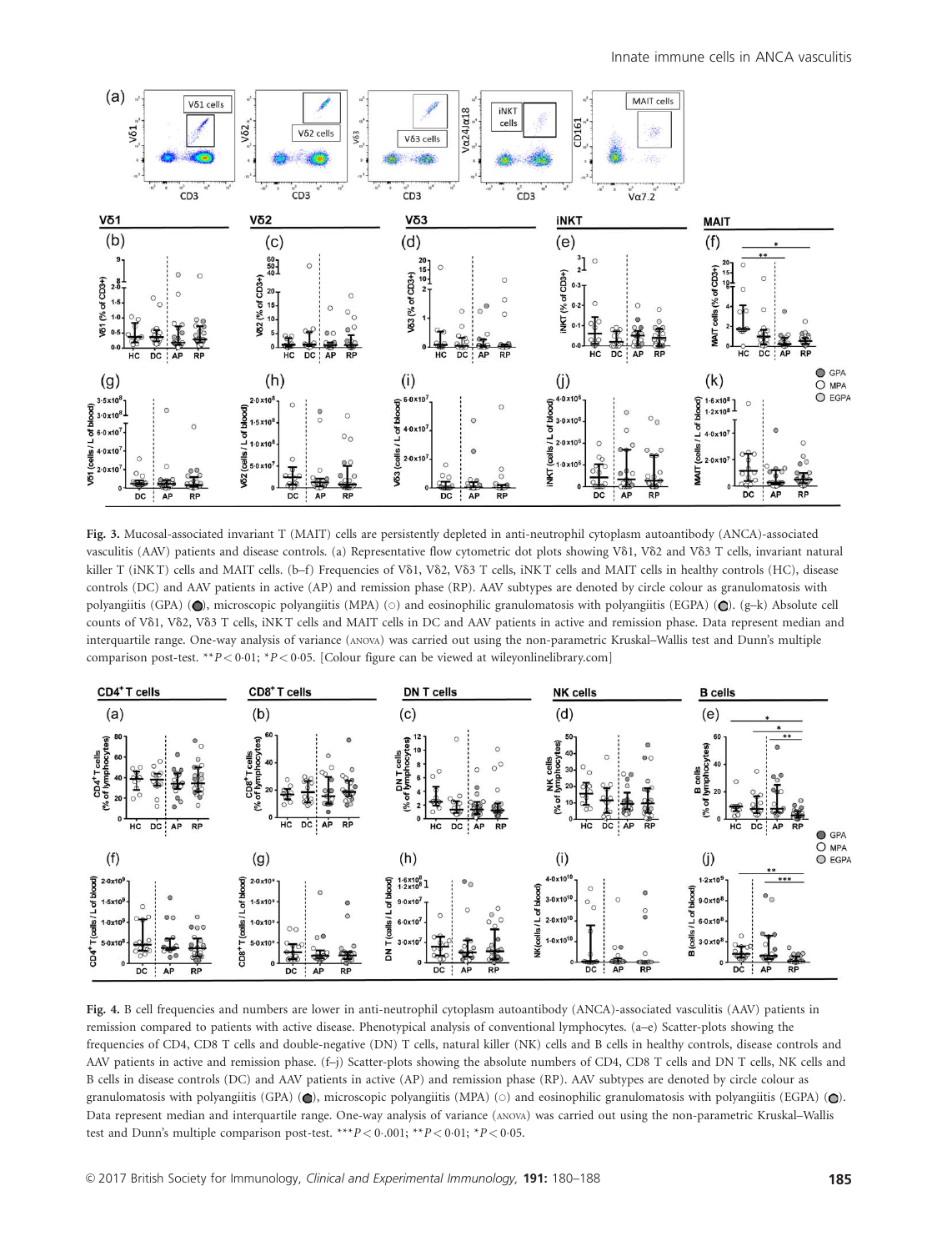(a)

Vδ1 cells

Vδ1

CD3

Vδ2

Vδ2 cells

CD3

Vδ3

Vδ3 cells

CD3

Vα24Jα18

iNKT cells

CD3

CD161

MAIT cells

Vα7.2

Vδ1

(b)

Vδ1 (% of CD3+)

HC DC AP RP

Vδ2

(c)

Vδ2 (% of CD3+)

HC DC AP RP

Vδ3

(d)

Vδ3 (% of CD3+)

HC DC AP RP

iNKT

(e)

iNKT (% of CD3+)

HC DC AP RP

MAIT

(f)

MAIT cells (% of CD3+)

HC DC AP RP

(g)

Vδ1 (cells / L of blood)

DC AP RP

(h)

Vδ2 (cells / L of blood)

DC AP RP

(i)

Vδ3 (cells / L of blood)

DC AP RP

(j)

iNKT (cells / L of blood)

DC AP RP

(k)

MAIT (cells / L of blood)

DC AP RP

GPA

MPA

EGPA

**Fig. 3.** Mucosal-associated invariant T (MAIT) cells are persistently depleted in anti-neutrophil cytoplasm autoantibody (ANCA)-associated vasculitis (AAV) patients and disease controls. (a) Representative flow cytometric dot plots showing Vδ1, Vδ2 and Vδ3 T cells, invariant natural killer T (iNKT) cells and MAIT cells. (b–f) Frequencies of Vδ1, Vδ2, Vδ3 T cells, iNKT cells and MAIT cells in healthy controls (HC), disease controls (DC) and AAV patients in active (AP) and remission phase (RP). AAV subtypes are denoted by circle colour as granulomatosis with polyangiitis (GPA) (●), microscopic polyangiitis (MPA) (○) and eosinophilic granulomatosis with polyangiitis (EGPA) (●). (g–k) Absolute cell counts of Vδ1, Vδ2, Vδ3 T cells, iNKT cells and MAIT cells in DC and AAV patients in active and remission phase. Data represent median and interquartile range. One-way analysis of variance (ANOVA) was carried out using the non-parametric Kruskal–Wallis test and Dunn's multiple comparison post-test. $^{**}P < 0{\cdot}01$; $^{*}P < 0{\cdot}05$. [Colour figure can be viewed at wileyonlinelibrary.com]

CD4+ T cells

(a)

CD4+T cells (% of lymphocytes)

HC DC AP RP

CD8+ T cells

(b)

CD8+T cells (% of lymphocytes)

HC DC AP RP

DN T cells

(c)

DN T cells (% of lymphocytes)

HC DC AP RP

NK cells

(d)

NK cells (% of lymphocytes)

HC DC AP RP

B cells

(e)

B cells (% of lymphocytes)

HC DC AP RP

GPA

MPA

EGPA

(f)

CD4+T (cells / L of blood)

DC AP RP

(g)

CD8+T (cells / L of blood)

DC AP RP

(h)

DN T (cells / L of blood)

DC AP RP

(i)

NK (cells / L of blood)

DC AP RP

(j)

B (cells / L of blood)

DC AP RP

**Fig. 4.** B cell frequencies and numbers are lower in anti-neutrophil cytoplasm autoantibody (ANCA)-associated vasculitis (AAV) patients in remission compared to patients with active disease. Phenotypical analysis of conventional lymphocytes. (a–e) Scatter-plots showing the frequencies of CD4, CD8 T cells and double-negative (DN) T cells, natural killer (NK) cells and B cells in healthy controls, disease controls and AAV patients in active and remission phase. (f–j) Scatter-plots showing the absolute numbers of CD4, CD8 T cells and DN T cells, NK cells and B cells in disease controls (DC) and AAV patients in active (AP) and remission phase (RP). AAV subtypes are denoted by circle colour as granulomatosis with polyangiitis (GPA) (●), microscopic polyangiitis (MPA) (○) and eosinophilic granulomatosis with polyangiitis (EGPA) (●). Data represent median and interquartile range. One-way analysis of variance (ANOVA) was carried out using the non-parametric Kruskal–Wallis test and Dunn's multiple comparison post-test. $^{***}P < 0{\cdot}001$; $^{**}P < 0{\cdot}01$; $^{*}P < 0{\cdot}05$.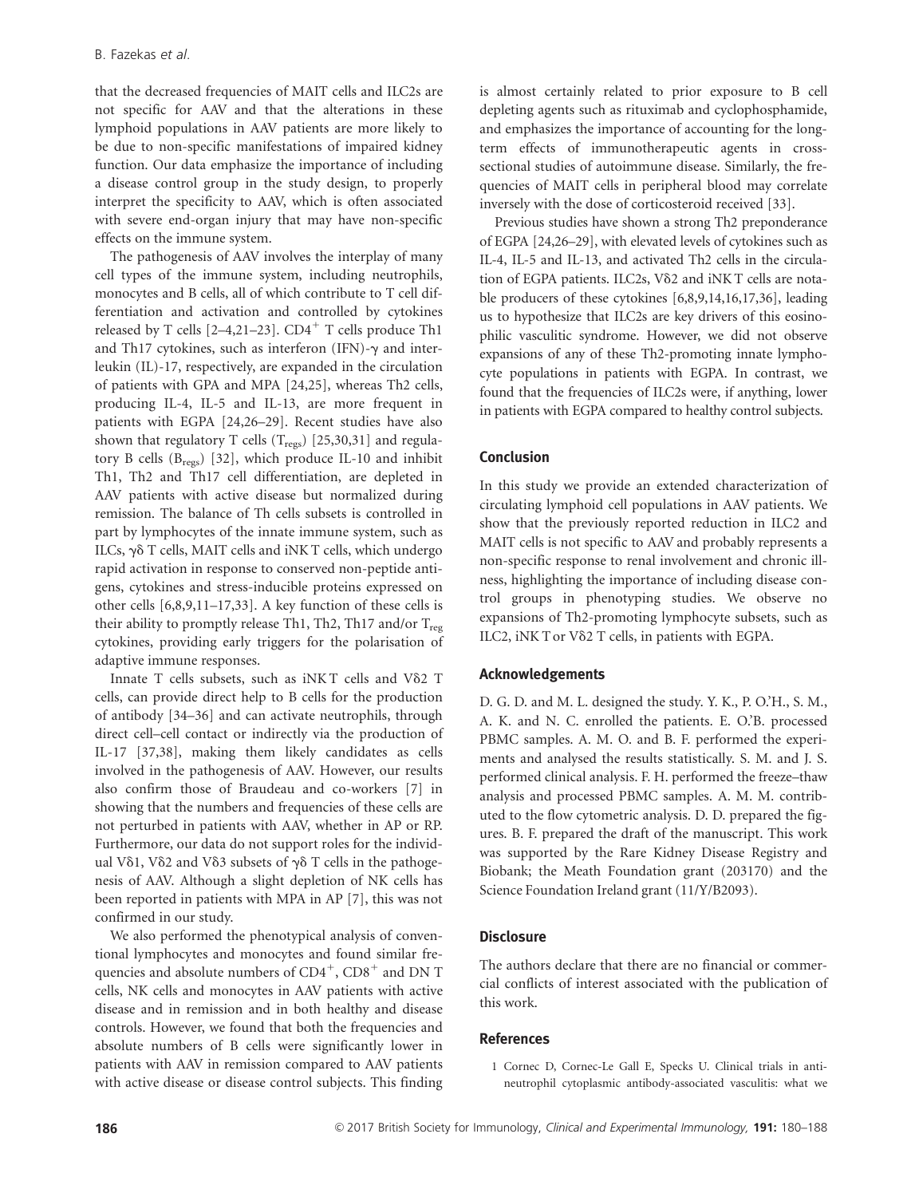that the decreased frequencies of MAIT cells and ILC2s are not specific for AAV and that the alterations in these lymphoid populations in AAV patients are more likely to be due to non-specific manifestations of impaired kidney function. Our data emphasize the importance of including a disease control group in the study design, to properly interpret the specificity to AAV, which is often associated with severe end-organ injury that may have non-specific effects on the immune system.

The pathogenesis of AAV involves the interplay of many cell types of the immune system, including neutrophils, monocytes and B cells, all of which contribute to T cell differentiation and activation and controlled by cytokines released by T cells [2–4,21–23]. $CD4^+$ T cells produce Th1 and Th17 cytokines, such as interferon (IFN)-γ and interleukin (IL)-17, respectively, are expanded in the circulation of patients with GPA and MPA [24,25], whereas Th2 cells, producing IL-4, IL-5 and IL-13, are more frequent in patients with EGPA [24,26–29]. Recent studies have also shown that regulatory T cells ($T_{regs}$) [25,30,31] and regulatory B cells ($B_{regs}$) [32], which produce IL-10 and inhibit Th1, Th2 and Th17 cell differentiation, are depleted in AAV patients with active disease but normalized during remission. The balance of Th cells subsets is controlled in part by lymphocytes of the innate immune system, such as ILCs, γδ T cells, MAIT cells and iNK T cells, which undergo rapid activation in response to conserved non-peptide antigens, cytokines and stress-inducible proteins expressed on other cells [6,8,9,11–17,33]. A key function of these cells is their ability to promptly release Th1, Th2, Th17 and/or $T_{reg}$ cytokines, providing early triggers for the polarisation of adaptive immune responses.

Innate T cells subsets, such as iNK T cells and Vδ2 T cells, can provide direct help to B cells for the production of antibody [34–36] and can activate neutrophils, through direct cell–cell contact or indirectly via the production of IL-17 [37,38], making them likely candidates as cells involved in the pathogenesis of AAV. However, our results also confirm those of Braudeau and co-workers [7] in showing that the numbers and frequencies of these cells are not perturbed in patients with AAV, whether in AP or RP. Furthermore, our data do not support roles for the individual Vδ1, Vδ2 and Vδ3 subsets of γδ T cells in the pathogenesis of AAV. Although a slight depletion of NK cells has been reported in patients with MPA in AP [7], this was not confirmed in our study.

We also performed the phenotypical analysis of conventional lymphocytes and monocytes and found similar frequencies and absolute numbers of $CD4^+$, $CD8^+$ and DN T cells, NK cells and monocytes in AAV patients with active disease and in remission and in both healthy and disease controls. However, we found that both the frequencies and absolute numbers of B cells were significantly lower in patients with AAV in remission compared to AAV patients with active disease or disease control subjects. This finding is almost certainly related to prior exposure to B cell depleting agents such as rituximab and cyclophosphamide, and emphasizes the importance of accounting for the long-term effects of immunotherapeutic agents in cross-sectional studies of autoimmune disease. Similarly, the frequencies of MAIT cells in peripheral blood may correlate inversely with the dose of corticosteroid received [33].

Previous studies have shown a strong Th2 preponderance of EGPA [24,26–29], with elevated levels of cytokines such as IL-4, IL-5 and IL-13, and activated Th2 cells in the circulation of EGPA patients. ILC2s, Vδ2 and iNK T cells are notable producers of these cytokines [6,8,9,14,16,17,36], leading us to hypothesize that ILC2s are key drivers of this eosinophilic vasculitic syndrome. However, we did not observe expansions of any of these Th2-promoting innate lymphocyte populations in patients with EGPA. In contrast, we found that the frequencies of ILC2s were, if anything, lower in patients with EGPA compared to healthy control subjects.

## Conclusion

In this study we provide an extended characterization of circulating lymphoid cell populations in AAV patients. We show that the previously reported reduction in ILC2 and MAIT cells is not specific to AAV and probably represents a non-specific response to renal involvement and chronic illness, highlighting the importance of including disease control groups in phenotyping studies. We observe no expansions of Th2-promoting lymphocyte subsets, such as ILC2, iNK T or Vδ2 T cells, in patients with EGPA.

## Acknowledgements

D. G. D. and M. L. designed the study. Y. K., P. O.'H., S. M., A. K. and N. C. enrolled the patients. E. O.'B. processed PBMC samples. A. M. O. and B. F. performed the experiments and analysed the results statistically. S. M. and J. S. performed clinical analysis. F. H. performed the freeze–thaw analysis and processed PBMC samples. A. M. M. contributed to the flow cytometric analysis. D. D. prepared the figures. B. F. prepared the draft of the manuscript. This work was supported by the Rare Kidney Disease Registry and Biobank; the Meath Foundation grant (203170) and the Science Foundation Ireland grant (11/Y/B2093).

## Disclosure

The authors declare that there are no financial or commercial conflicts of interest associated with the publication of this work.

## References

1 Cornec D, Cornec-Le Gall E, Specks U. Clinical trials in anti-neutrophil cytoplasmic antibody-associated vasculitis: what we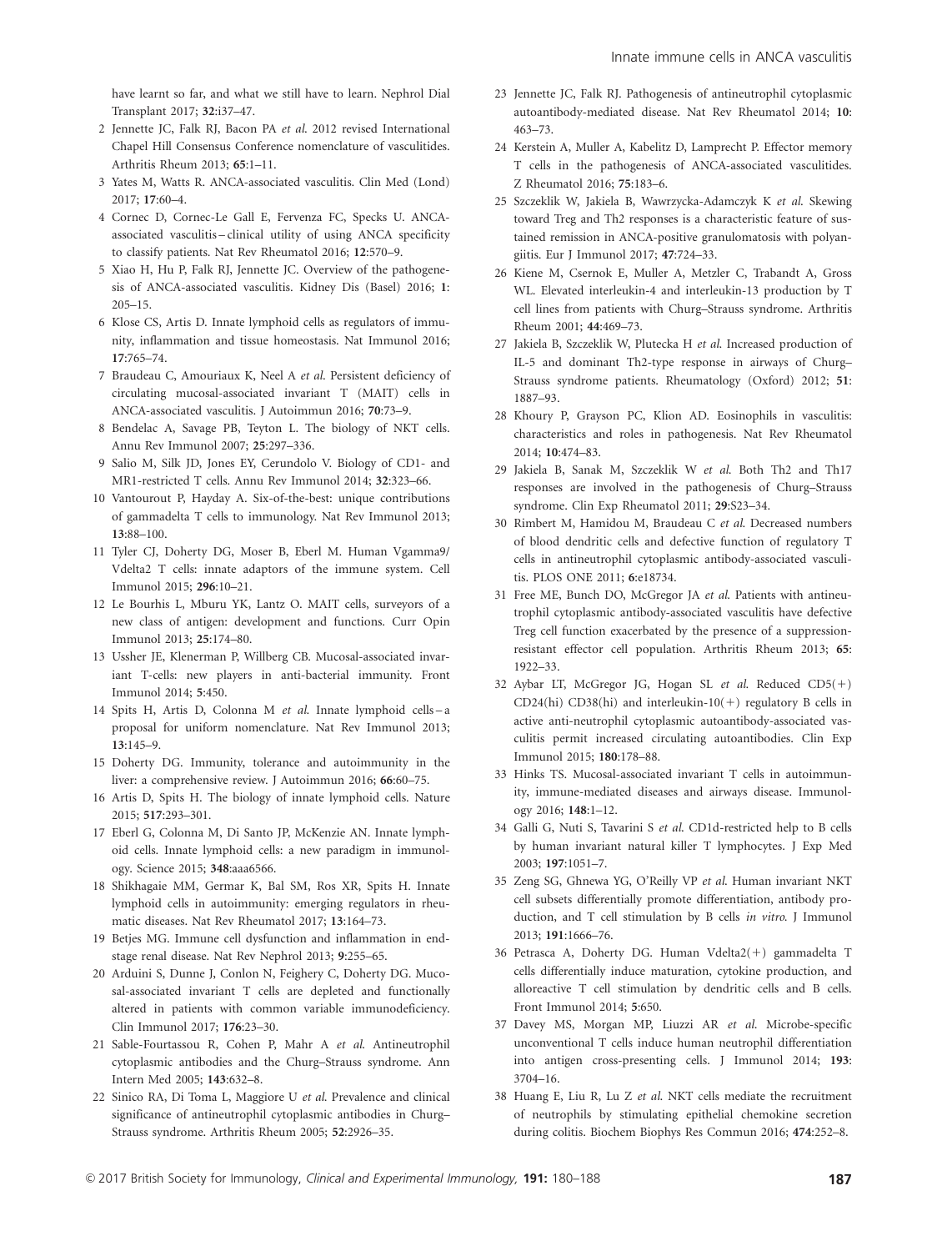have learnt so far, and what we still have to learn. Nephrol Dial Transplant 2017; **32**:i37–47.

2 Jennette JC, Falk RJ, Bacon PA *et al.* 2012 revised International Chapel Hill Consensus Conference nomenclature of vasculitides. Arthritis Rheum 2013; **65**:1–11.

3 Yates M, Watts R. ANCA-associated vasculitis. Clin Med (Lond) 2017; **17**:60–4.

4 Cornec D, Cornec-Le Gall E, Fervenza FC, Specks U. ANCA-associated vasculitis – clinical utility of using ANCA specificity to classify patients. Nat Rev Rheumatol 2016; **12**:570–9.

5 Xiao H, Hu P, Falk RJ, Jennette JC. Overview of the pathogenesis of ANCA-associated vasculitis. Kidney Dis (Basel) 2016; **1**: 205–15.

6 Klose CS, Artis D. Innate lymphoid cells as regulators of immunity, inflammation and tissue homeostasis. Nat Immunol 2016; **17**:765–74.

7 Braudeau C, Amouriaux K, Neel A *et al.* Persistent deficiency of circulating mucosal-associated invariant T (MAIT) cells in ANCA-associated vasculitis. J Autoimmun 2016; **70**:73–9.

8 Bendelac A, Savage PB, Teyton L. The biology of NKT cells. Annu Rev Immunol 2007; **25**:297–336.

9 Salio M, Silk JD, Jones EY, Cerundolo V. Biology of CD1- and MR1-restricted T cells. Annu Rev Immunol 2014; **32**:323–66.

10 Vantourout P, Hayday A. Six-of-the-best: unique contributions of gammadelta T cells to immunology. Nat Rev Immunol 2013; **13**:88–100.

11 Tyler CJ, Doherty DG, Moser B, Eberl M. Human Vgamma9/Vdelta2 T cells: innate adaptors of the immune system. Cell Immunol 2015; **296**:10–21.

12 Le Bourhis L, Mburu YK, Lantz O. MAIT cells, surveyors of a new class of antigen: development and functions. Curr Opin Immunol 2013; **25**:174–80.

13 Ussher JE, Klenerman P, Willberg CB. Mucosal-associated invariant T-cells: new players in anti-bacterial immunity. Front Immunol 2014; **5**:450.

14 Spits H, Artis D, Colonna M *et al.* Innate lymphoid cells – a proposal for uniform nomenclature. Nat Rev Immunol 2013; **13**:145–9.

15 Doherty DG. Immunity, tolerance and autoimmunity in the liver: a comprehensive review. J Autoimmun 2016; **66**:60–75.

16 Artis D, Spits H. The biology of innate lymphoid cells. Nature 2015; **517**:293–301.

17 Eberl G, Colonna M, Di Santo JP, McKenzie AN. Innate lymphoid cells. Innate lymphoid cells: a new paradigm in immunology. Science 2015; **348**:aaa6566.

18 Shikhagaie MM, Germar K, Bal SM, Ros XR, Spits H. Innate lymphoid cells in autoimmunity: emerging regulators in rheumatic diseases. Nat Rev Rheumatol 2017; **13**:164–73.

19 Betjes MG. Immune cell dysfunction and inflammation in end-stage renal disease. Nat Rev Nephrol 2013; **9**:255–65.

20 Arduini S, Dunne J, Conlon N, Feighery C, Doherty DG. Mucosal-associated invariant T cells are depleted and functionally altered in patients with common variable immunodeficiency. Clin Immunol 2017; **176**:23–30.

21 Sable-Fourtassou R, Cohen P, Mahr A *et al.* Antineutrophil cytoplasmic antibodies and the Churg–Strauss syndrome. Ann Intern Med 2005; **143**:632–8.

22 Sinico RA, Di Toma L, Maggiore U *et al.* Prevalence and clinical significance of antineutrophil cytoplasmic antibodies in Churg–Strauss syndrome. Arthritis Rheum 2005; **52**:2926–35.

23 Jennette JC, Falk RJ. Pathogenesis of antineutrophil cytoplasmic autoantibody-mediated disease. Nat Rev Rheumatol 2014; **10**: 463–73.

24 Kerstein A, Muller A, Kabelitz D, Lamprecht P. Effector memory T cells in the pathogenesis of ANCA-associated vasculitides. Z Rheumatol 2016; **75**:183–6.

25 Szczeklik W, Jakiela B, Wawrzycka-Adamczyk K *et al.* Skewing toward Treg and Th2 responses is a characteristic feature of sustained remission in ANCA-positive granulomatosis with polyangiitis. Eur J Immunol 2017; **47**:724–33.

26 Kiene M, Csernok E, Muller A, Metzler C, Trabandt A, Gross WL. Elevated interleukin-4 and interleukin-13 production by T cell lines from patients with Churg–Strauss syndrome. Arthritis Rheum 2001; **44**:469–73.

27 Jakiela B, Szczeklik W, Plutecka H *et al.* Increased production of IL-5 and dominant Th2-type response in airways of Churg–Strauss syndrome patients. Rheumatology (Oxford) 2012; **51**: 1887–93.

28 Khoury P, Grayson PC, Klion AD. Eosinophils in vasculitis: characteristics and roles in pathogenesis. Nat Rev Rheumatol 2014; **10**:474–83.

29 Jakiela B, Sanak M, Szczeklik W *et al.* Both Th2 and Th17 responses are involved in the pathogenesis of Churg–Strauss syndrome. Clin Exp Rheumatol 2011; **29**:S23–34.

30 Rimbert M, Hamidou M, Braudeau C *et al.* Decreased numbers of blood dendritic cells and defective function of regulatory T cells in antineutrophil cytoplasmic antibody-associated vasculitis. PLOS ONE 2011; **6**:e18734.

31 Free ME, Bunch DO, McGregor JA *et al.* Patients with antineutrophil cytoplasmic antibody-associated vasculitis have defective Treg cell function exacerbated by the presence of a suppression-resistant effector cell population. Arthritis Rheum 2013; **65**: 1922–33.

32 Aybar LT, McGregor JG, Hogan SL *et al.* Reduced CD5(+) CD24(hi) CD38(hi) and interleukin-10(+) regulatory B cells in active anti-neutrophil cytoplasmic autoantibody-associated vasculitis permit increased circulating autoantibodies. Clin Exp Immunol 2015; **180**:178–88.

33 Hinks TS. Mucosal-associated invariant T cells in autoimmunity, immune-mediated diseases and airways disease. Immunology 2016; **148**:1–12.

34 Galli G, Nuti S, Tavarini S *et al.* CD1d-restricted help to B cells by human invariant natural killer T lymphocytes. J Exp Med 2003; **197**:1051–7.

35 Zeng SG, Ghnewa YG, O'Reilly VP *et al.* Human invariant NKT cell subsets differentially promote differentiation, antibody production, and T cell stimulation by B cells *in vitro*. J Immunol 2013; **191**:1666–76.

36 Petrasca A, Doherty DG. Human Vdelta2(+) gammadelta T cells differentially induce maturation, cytokine production, and alloreactive T cell stimulation by dendritic cells and B cells. Front Immunol 2014; **5**:650.

37 Davey MS, Morgan MP, Liuzzi AR *et al.* Microbe-specific unconventional T cells induce human neutrophil differentiation into antigen cross-presenting cells. J Immunol 2014; **193**: 3704–16.

38 Huang E, Liu R, Lu Z *et al.* NKT cells mediate the recruitment of neutrophils by stimulating epithelial chemokine secretion during colitis. Biochem Biophys Res Commun 2016; **474**:252–8.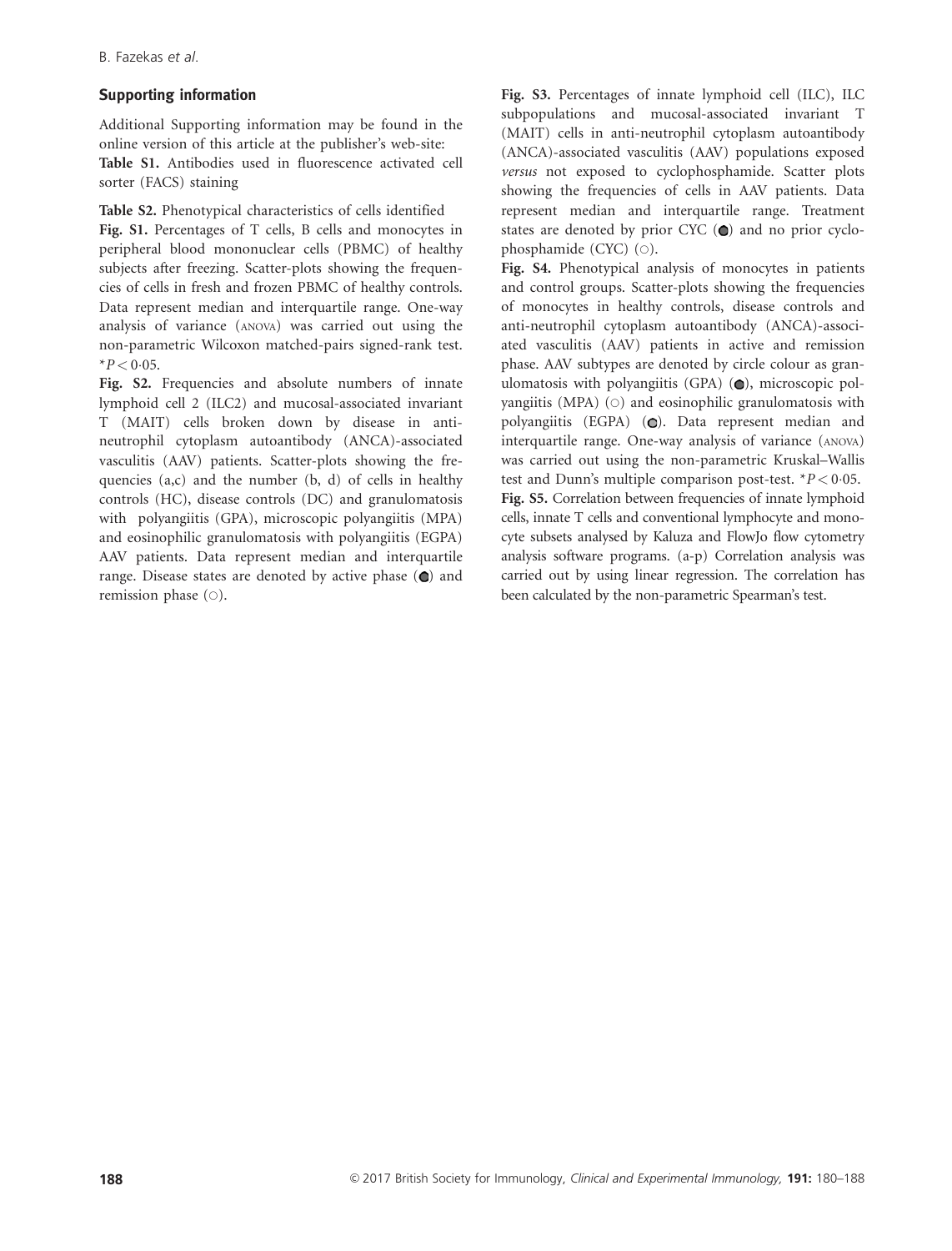## Supporting information

Additional Supporting information may be found in the online version of this article at the publisher's web-site:

**Table S1.** Antibodies used in fluorescence activated cell sorter (FACS) staining

**Table S2.** Phenotypical characteristics of cells identified

**Fig. S1.** Percentages of T cells, B cells and monocytes in peripheral blood mononuclear cells (PBMC) of healthy subjects after freezing. Scatter-plots showing the frequencies of cells in fresh and frozen PBMC of healthy controls. Data represent median and interquartile range. One-way analysis of variance (ANOVA) was carried out using the non-parametric Wilcoxon matched-pairs signed-rank test. $^{*}P < 0{\cdot}05$.

**Fig. S2.** Frequencies and absolute numbers of innate lymphoid cell 2 (ILC2) and mucosal-associated invariant T (MAIT) cells broken down by disease in anti-neutrophil cytoplasm autoantibody (ANCA)-associated vasculitis (AAV) patients. Scatter-plots showing the frequencies (a,c) and the number (b, d) of cells in healthy controls (HC), disease controls (DC) and granulomatosis with polyangiitis (GPA), microscopic polyangiitis (MPA) and eosinophilic granulomatosis with polyangiitis (EGPA) AAV patients. Data represent median and interquartile range. Disease states are denoted by active phase (●) and remission phase (○).

**Fig. S3.** Percentages of innate lymphoid cell (ILC), ILC subpopulations and mucosal-associated invariant T (MAIT) cells in anti-neutrophil cytoplasm autoantibody (ANCA)-associated vasculitis (AAV) populations exposed *versus* not exposed to cyclophosphamide. Scatter plots showing the frequencies of cells in AAV patients. Data represent median and interquartile range. Treatment states are denoted by prior CYC (●) and no prior cyclophosphamide (CYC) (○).

**Fig. S4.** Phenotypical analysis of monocytes in patients and control groups. Scatter-plots showing the frequencies of monocytes in healthy controls, disease controls and anti-neutrophil cytoplasm autoantibody (ANCA)-associated vasculitis (AAV) patients in active and remission phase. AAV subtypes are denoted by circle colour as granulomatosis with polyangiitis (GPA) (●), microscopic polyangiitis (MPA) (○) and eosinophilic granulomatosis with polyangiitis (EGPA) (●). Data represent median and interquartile range. One-way analysis of variance (ANOVA) was carried out using the non-parametric Kruskal–Wallis test and Dunn's multiple comparison post-test. $^{*}P < 0{\cdot}05$.

**Fig. S5.** Correlation between frequencies of innate lymphoid cells, innate T cells and conventional lymphocyte and monocyte subsets analysed by Kaluza and FlowJo flow cytometry analysis software programs. (a-p) Correlation analysis was carried out by using linear regression. The correlation has been calculated by the non-parametric Spearman's test.